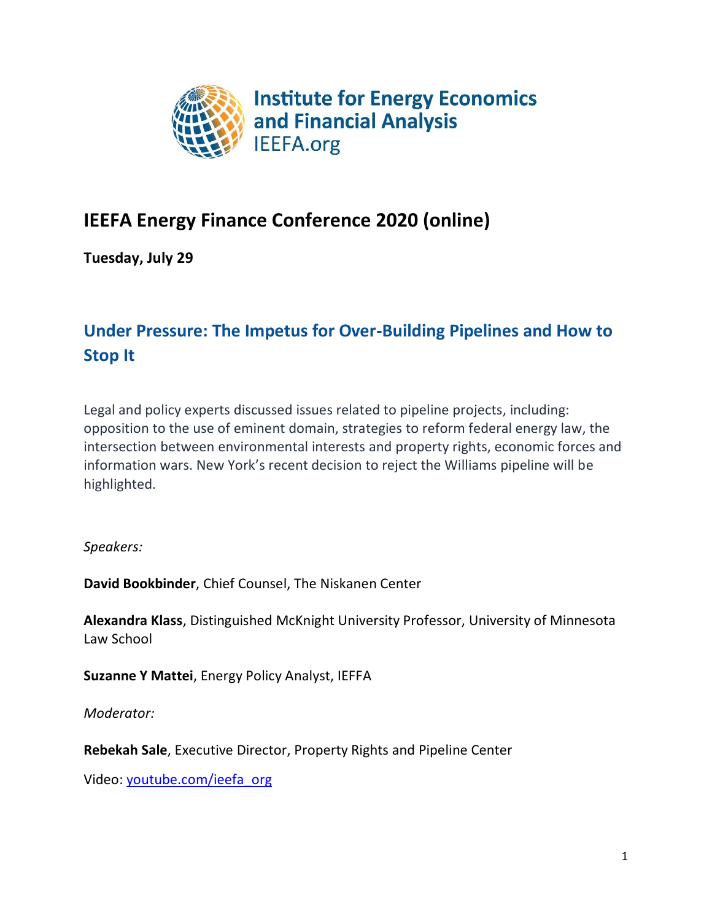Institute for Energy Economics and Financial Analysis
IEEFA.org

# IEEFA Energy Finance Conference 2020 (online)

**Tuesday, July 29**

## Under Pressure: The Impetus for Over-Building Pipelines and How to Stop It

Legal and policy experts discussed issues related to pipeline projects, including: opposition to the use of eminent domain, strategies to reform federal energy law, the intersection between environmental interests and property rights, economic forces and information wars. New York's recent decision to reject the Williams pipeline will be highlighted.

*Speakers:*

**David Bookbinder**, Chief Counsel, The Niskanen Center

**Alexandra Klass**, Distinguished McKnight University Professor, University of Minnesota Law School

**Suzanne Y Mattei**, Energy Policy Analyst, IEEFA

*Moderator:*

**Rebekah Sale**, Executive Director, Property Rights and Pipeline Center

Video: youtube.com/ieefa_org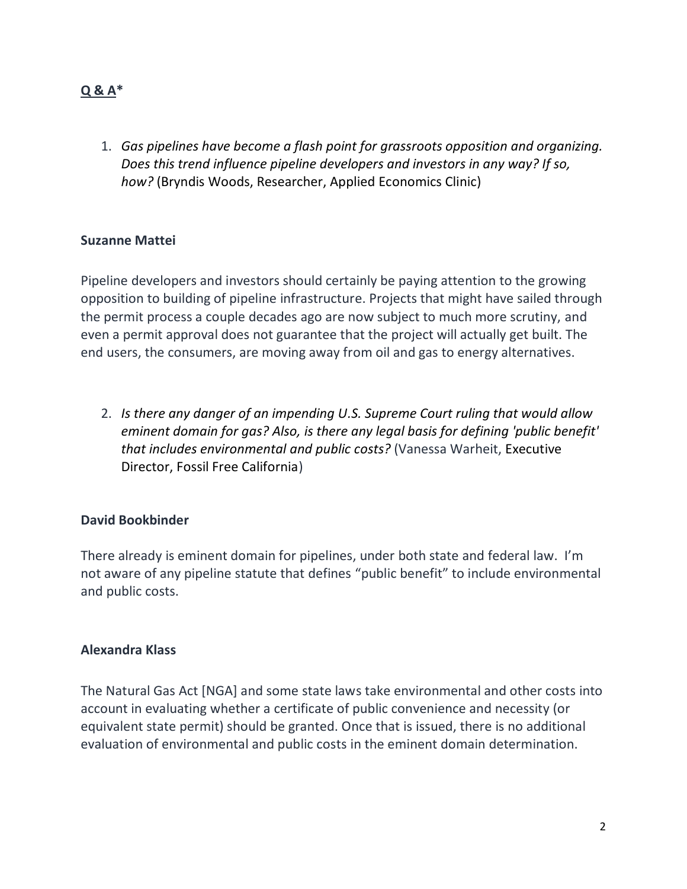**<u>Q & A</u>***

1. *Gas pipelines have become a flash point for grassroots opposition and organizing. Does this trend influence pipeline developers and investors in any way? If so, how?* (Bryndis Woods, Researcher, Applied Economics Clinic)

**Suzanne Mattei**

Pipeline developers and investors should certainly be paying attention to the growing opposition to building of pipeline infrastructure. Projects that might have sailed through the permit process a couple decades ago are now subject to much more scrutiny, and even a permit approval does not guarantee that the project will actually get built. The end users, the consumers, are moving away from oil and gas to energy alternatives.

2. *Is there any danger of an impending U.S. Supreme Court ruling that would allow eminent domain for gas? Also, is there any legal basis for defining 'public benefit' that includes environmental and public costs?* (Vanessa Warheit, Executive Director, Fossil Free California)

**David Bookbinder**

There already is eminent domain for pipelines, under both state and federal law. I'm not aware of any pipeline statute that defines "public benefit" to include environmental and public costs.

**Alexandra Klass**

The Natural Gas Act [NGA] and some state laws take environmental and other costs into account in evaluating whether a certificate of public convenience and necessity (or equivalent state permit) should be granted. Once that is issued, there is no additional evaluation of environmental and public costs in the eminent domain determination.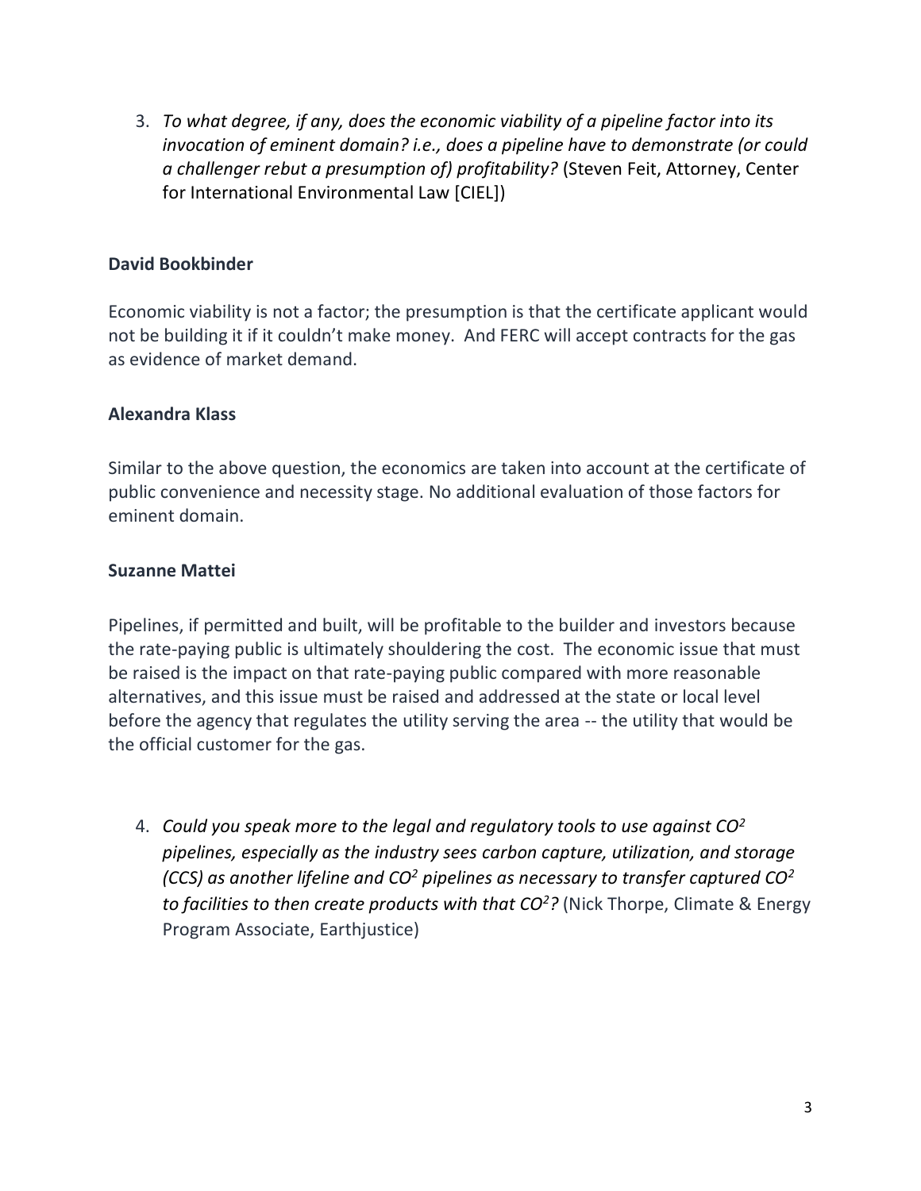3. *To what degree, if any, does the economic viability of a pipeline factor into its invocation of eminent domain? i.e., does a pipeline have to demonstrate (or could a challenger rebut a presumption of) profitability?* (Steven Feit, Attorney, Center for International Environmental Law [CIEL])

**David Bookbinder**

Economic viability is not a factor; the presumption is that the certificate applicant would not be building it if it couldn't make money. And FERC will accept contracts for the gas as evidence of market demand.

**Alexandra Klass**

Similar to the above question, the economics are taken into account at the certificate of public convenience and necessity stage. No additional evaluation of those factors for eminent domain.

**Suzanne Mattei**

Pipelines, if permitted and built, will be profitable to the builder and investors because the rate-paying public is ultimately shouldering the cost. The economic issue that must be raised is the impact on that rate-paying public compared with more reasonable alternatives, and this issue must be raised and addressed at the state or local level before the agency that regulates the utility serving the area -- the utility that would be the official customer for the gas.

4. *Could you speak more to the legal and regulatory tools to use against $CO^2$ pipelines, especially as the industry sees carbon capture, utilization, and storage (CCS) as another lifeline and $CO^2$ pipelines as necessary to transfer captured $CO^2$ to facilities to then create products with that $CO^2$?* (Nick Thorpe, Climate & Energy Program Associate, Earthjustice)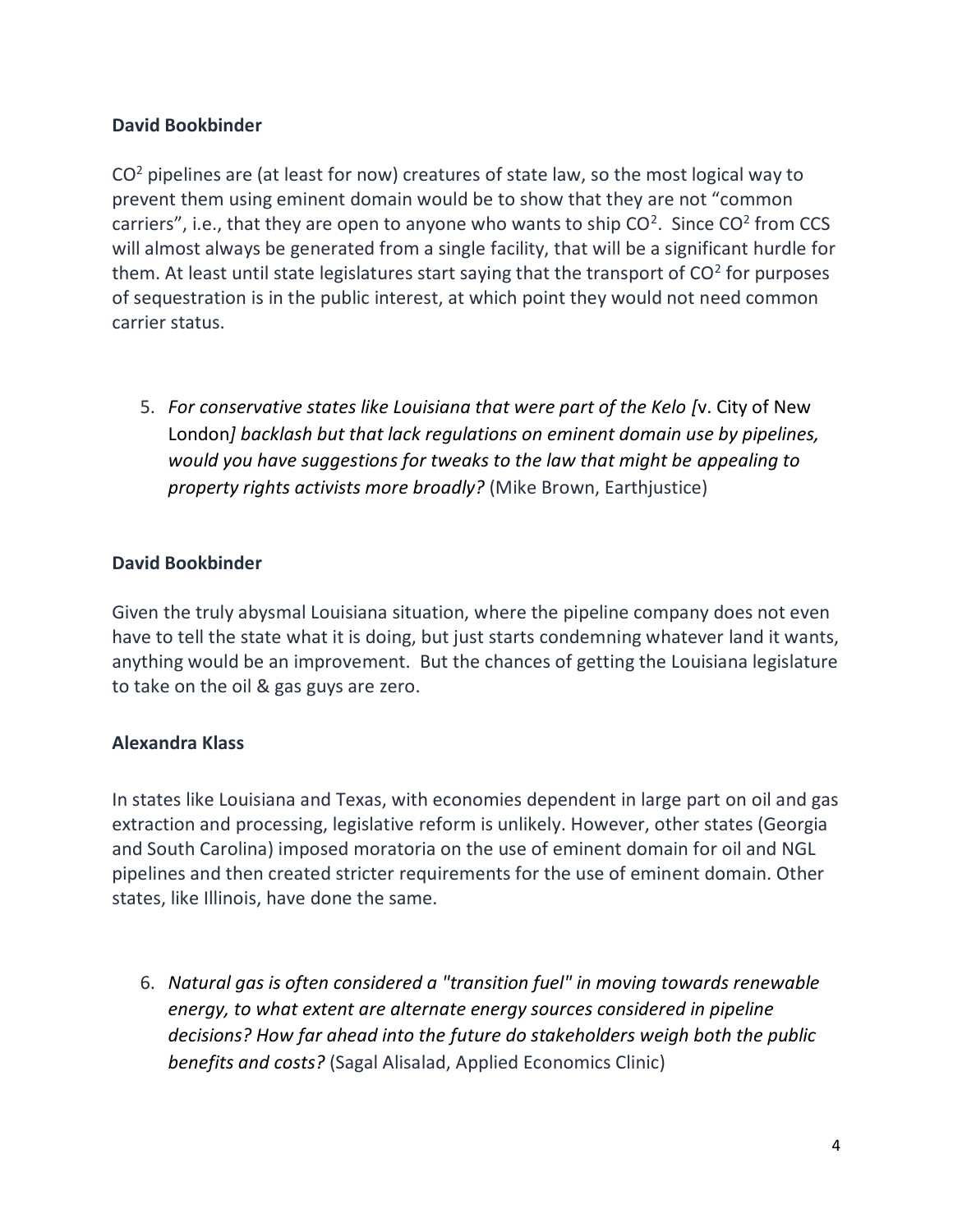**David Bookbinder**

$CO^2$ pipelines are (at least for now) creatures of state law, so the most logical way to prevent them using eminent domain would be to show that they are not "common carriers", i.e., that they are open to anyone who wants to ship $CO^2$. Since $CO^2$ from CCS will almost always be generated from a single facility, that will be a significant hurdle for them. At least until state legislatures start saying that the transport of $CO^2$ for purposes of sequestration is in the public interest, at which point they would not need common carrier status.

5. *For conservative states like Louisiana that were part of the Kelo [*v. City of New London*] backlash but that lack regulations on eminent domain use by pipelines, would you have suggestions for tweaks to the law that might be appealing to property rights activists more broadly?* (Mike Brown, Earthjustice)

**David Bookbinder**

Given the truly abysmal Louisiana situation, where the pipeline company does not even have to tell the state what it is doing, but just starts condemning whatever land it wants, anything would be an improvement. But the chances of getting the Louisiana legislature to take on the oil & gas guys are zero.

**Alexandra Klass**

In states like Louisiana and Texas, with economies dependent in large part on oil and gas extraction and processing, legislative reform is unlikely. However, other states (Georgia and South Carolina) imposed moratoria on the use of eminent domain for oil and NGL pipelines and then created stricter requirements for the use of eminent domain. Other states, like Illinois, have done the same.

6. *Natural gas is often considered a "transition fuel" in moving towards renewable energy, to what extent are alternate energy sources considered in pipeline decisions? How far ahead into the future do stakeholders weigh both the public benefits and costs?* (Sagal Alisalad, Applied Economics Clinic)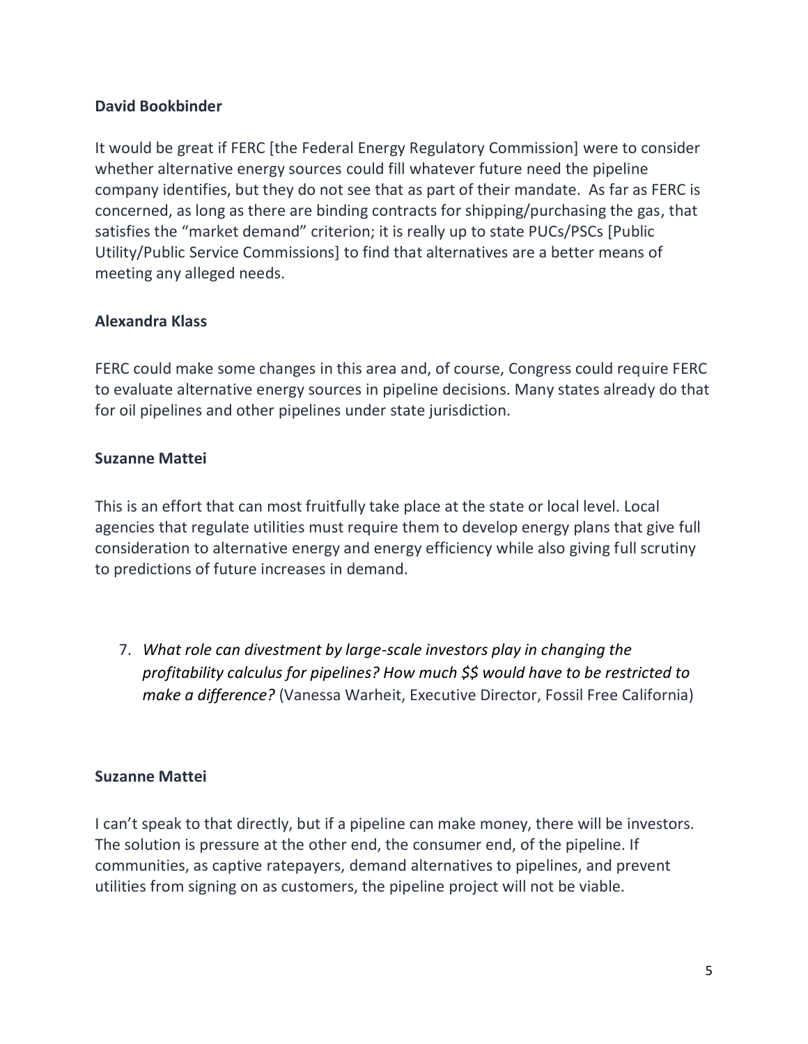**David Bookbinder**

It would be great if FERC [the Federal Energy Regulatory Commission] were to consider whether alternative energy sources could fill whatever future need the pipeline company identifies, but they do not see that as part of their mandate. As far as FERC is concerned, as long as there are binding contracts for shipping/purchasing the gas, that satisfies the "market demand" criterion; it is really up to state PUCs/PSCs [Public Utility/Public Service Commissions] to find that alternatives are a better means of meeting any alleged needs.

**Alexandra Klass**

FERC could make some changes in this area and, of course, Congress could require FERC to evaluate alternative energy sources in pipeline decisions. Many states already do that for oil pipelines and other pipelines under state jurisdiction.

**Suzanne Mattei**

This is an effort that can most fruitfully take place at the state or local level. Local agencies that regulate utilities must require them to develop energy plans that give full consideration to alternative energy and energy efficiency while also giving full scrutiny to predictions of future increases in demand.

7. *What role can divestment by large-scale investors play in changing the profitability calculus for pipelines? How much $$ would have to be restricted to make a difference?* (Vanessa Warheit, Executive Director, Fossil Free California)

**Suzanne Mattei**

I can't speak to that directly, but if a pipeline can make money, there will be investors. The solution is pressure at the other end, the consumer end, of the pipeline. If communities, as captive ratepayers, demand alternatives to pipelines, and prevent utilities from signing on as customers, the pipeline project will not be viable.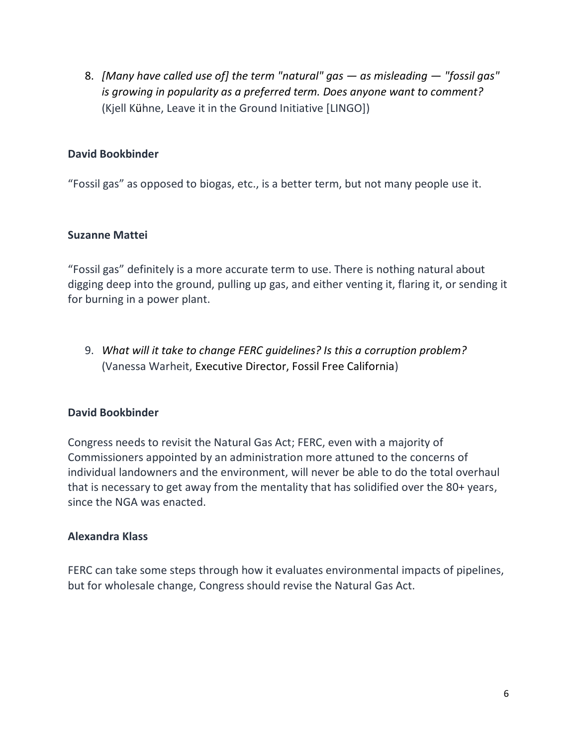8. *[Many have called use of] the term "natural" gas — as misleading — "fossil gas" is growing in popularity as a preferred term. Does anyone want to comment?* (Kjell Kühne, Leave it in the Ground Initiative [LINGO])

**David Bookbinder**

"Fossil gas" as opposed to biogas, etc., is a better term, but not many people use it.

**Suzanne Mattei**

"Fossil gas" definitely is a more accurate term to use. There is nothing natural about digging deep into the ground, pulling up gas, and either venting it, flaring it, or sending it for burning in a power plant.

9. *What will it take to change FERC guidelines? Is this a corruption problem?* (Vanessa Warheit, Executive Director, Fossil Free California)

**David Bookbinder**

Congress needs to revisit the Natural Gas Act; FERC, even with a majority of Commissioners appointed by an administration more attuned to the concerns of individual landowners and the environment, will never be able to do the total overhaul that is necessary to get away from the mentality that has solidified over the 80+ years, since the NGA was enacted.

**Alexandra Klass**

FERC can take some steps through how it evaluates environmental impacts of pipelines, but for wholesale change, Congress should revise the Natural Gas Act.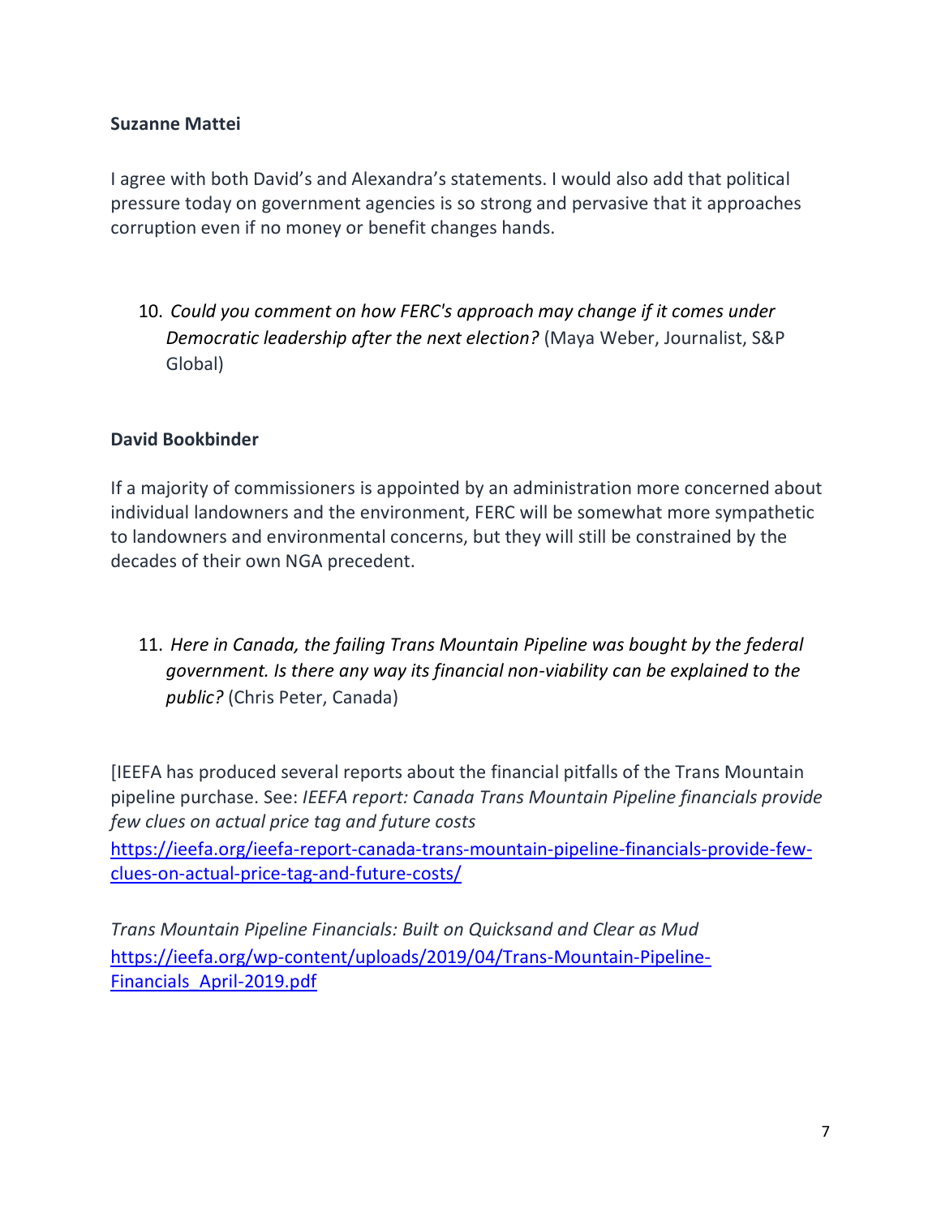**Suzanne Mattei**

I agree with both David's and Alexandra's statements. I would also add that political pressure today on government agencies is so strong and pervasive that it approaches corruption even if no money or benefit changes hands.

10. *Could you comment on how FERC's approach may change if it comes under Democratic leadership after the next election?* (Maya Weber, Journalist, S&P Global)

**David Bookbinder**

If a majority of commissioners is appointed by an administration more concerned about individual landowners and the environment, FERC will be somewhat more sympathetic to landowners and environmental concerns, but they will still be constrained by the decades of their own NGA precedent.

11. *Here in Canada, the failing Trans Mountain Pipeline was bought by the federal government. Is there any way its financial non-viability can be explained to the public?* (Chris Peter, Canada)

[IEEFA has produced several reports about the financial pitfalls of the Trans Mountain pipeline purchase. See: *IEEFA report: Canada Trans Mountain Pipeline financials provide few clues on actual price tag and future costs*
https://ieefa.org/ieefa-report-canada-trans-mountain-pipeline-financials-provide-few-clues-on-actual-price-tag-and-future-costs/

*Trans Mountain Pipeline Financials: Built on Quicksand and Clear as Mud*
https://ieefa.org/wp-content/uploads/2019/04/Trans-Mountain-Pipeline-Financials_April-2019.pdf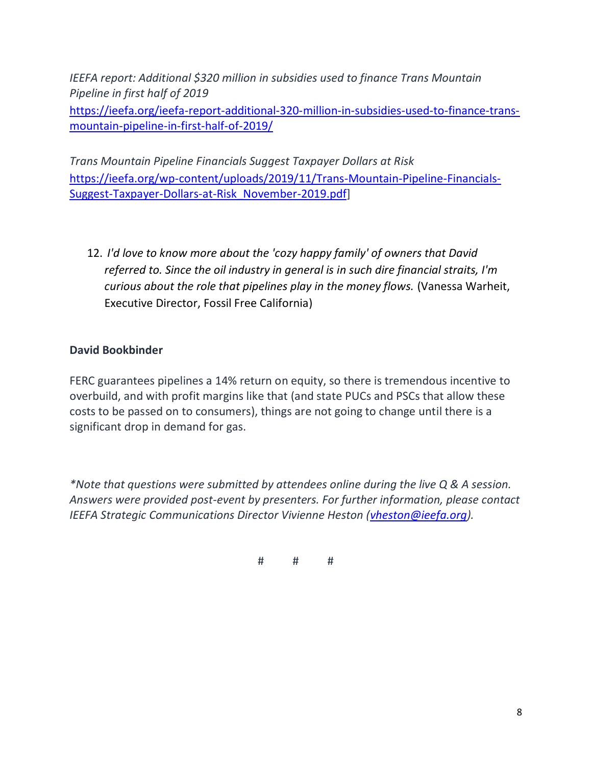*IEEFA report: Additional $320 million in subsidies used to finance Trans Mountain Pipeline in first half of 2019*
https://ieefa.org/ieefa-report-additional-320-million-in-subsidies-used-to-finance-trans-mountain-pipeline-in-first-half-of-2019/

*Trans Mountain Pipeline Financials Suggest Taxpayer Dollars at Risk*
https://ieefa.org/wp-content/uploads/2019/11/Trans-Mountain-Pipeline-Financials-Suggest-Taxpayer-Dollars-at-Risk_November-2019.pdf]

12. *I'd love to know more about the 'cozy happy family' of owners that David referred to. Since the oil industry in general is in such dire financial straits, I'm curious about the role that pipelines play in the money flows.* (Vanessa Warheit, Executive Director, Fossil Free California)

**David Bookbinder**

FERC guarantees pipelines a 14% return on equity, so there is tremendous incentive to overbuild, and with profit margins like that (and state PUCs and PSCs that allow these costs to be passed on to consumers), things are not going to change until there is a significant drop in demand for gas.

*\*Note that questions were submitted by attendees online during the live Q & A session. Answers were provided post-event by presenters. For further information, please contact IEEFA Strategic Communications Director Vivienne Heston (vheston@ieefa.org).*

# # #